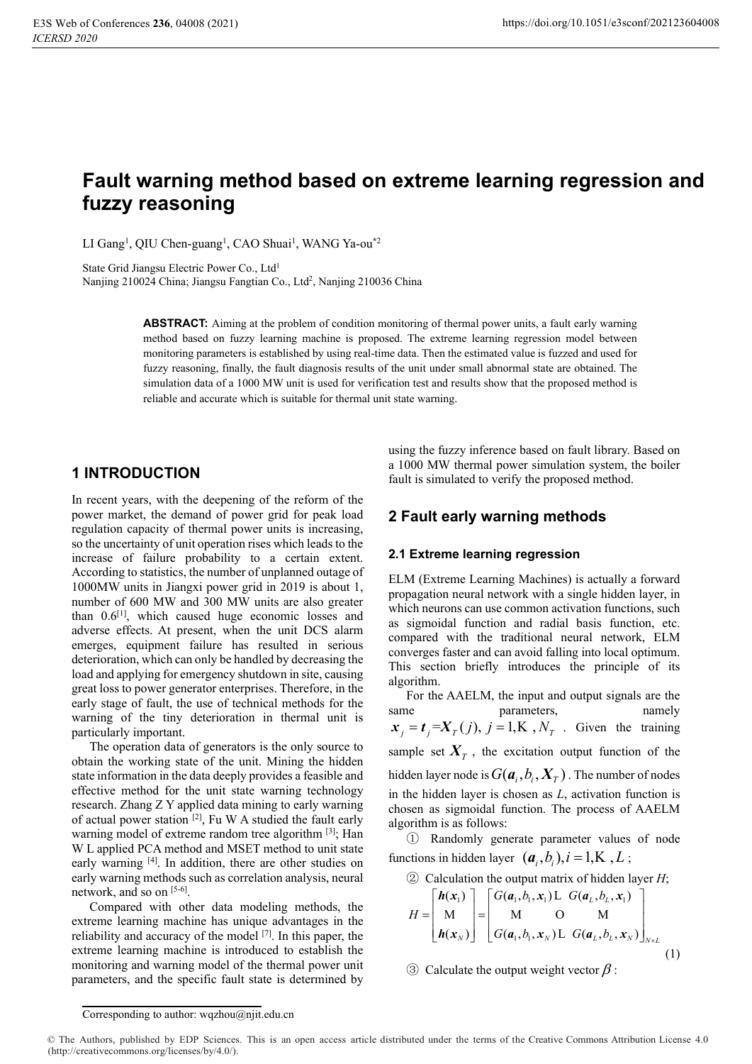# Fault warning method based on extreme learning regression and fuzzy reasoning

LI Gang[1], QIU Chen-guang[1], CAO Shuai[1], WANG Ya-ou[*2]

State Grid Jiangsu Electric Power Co., Ltd[1]
Nanjing 210024 China; Jiangsu Fangtian Co., Ltd[2], Nanjing 210036 China

**ABSTRACT:** Aiming at the problem of condition monitoring of thermal power units, a fault early warning method based on fuzzy learning machine is proposed. The extreme learning regression model between monitoring parameters is established by using real-time data. Then the estimated value is fuzzed and used for fuzzy reasoning, finally, the fault diagnosis results of the unit under small abnormal state are obtained. The simulation data of a 1000 MW unit is used for verification test and results show that the proposed method is reliable and accurate which is suitable for thermal unit state warning.

## 1 INTRODUCTION

In recent years, with the deepening of the reform of the power market, the demand of power grid for peak load regulation capacity of thermal power units is increasing, so the uncertainty of unit operation rises which leads to the increase of failure probability to a certain extent. According to statistics, the number of unplanned outage of 1000MW units in Jiangxi power grid in 2019 is about 1, number of 600 MW and 300 MW units are also greater than 0.6[1], which caused huge economic losses and adverse effects. At present, when the unit DCS alarm emerges, equipment failure has resulted in serious deterioration, which can only be handled by decreasing the load and applying for emergency shutdown in site, causing great loss to power generator enterprises. Therefore, in the early stage of fault, the use of technical methods for the warning of the tiny deterioration in thermal unit is particularly important.

The operation data of generators is the only source to obtain the working state of the unit. Mining the hidden state information in the data deeply provides a feasible and effective method for the unit state warning technology research. Zhang Z Y applied data mining to early warning of actual power station [2], Fu W A studied the fault early warning model of extreme random tree algorithm [3]; Han W L applied PCA method and MSET method to unit state early warning [4]. In addition, there are other studies on early warning methods such as correlation analysis, neural network, and so on [5-6].

Compared with other data modeling methods, the extreme learning machine has unique advantages in the reliability and accuracy of the model [7]. In this paper, the extreme learning machine is introduced to establish the monitoring and warning model of the thermal power unit parameters, and the specific fault state is determined by using the fuzzy inference based on fault library. Based on a 1000 MW thermal power simulation system, the boiler fault is simulated to verify the proposed method.

## 2 Fault early warning methods

### 2.1 Extreme learning regression

ELM (Extreme Learning Machines) is actually a forward propagation neural network with a single hidden layer, in which neurons can use common activation functions, such as sigmoidal function and radial basis function, etc. compared with the traditional neural network, ELM converges faster and can avoid falling into local optimum. This section briefly introduces the principle of its algorithm.

For the AAELM, the input and output signals are the same parameters, namely $\boldsymbol{x}_j = \boldsymbol{t}_j = \boldsymbol{X}_T(j),\ j = 1,\ldots,N_T$. Given the training sample set $\boldsymbol{X}_T$, the excitation output function of the hidden layer node is $G(\boldsymbol{a}_i, b_i, \boldsymbol{X}_T)$. The number of nodes in the hidden layer is chosen as $L$, activation function is chosen as sigmoidal function. The process of AAELM algorithm is as follows:

① Randomly generate parameter values of node functions in hidden layer $(\boldsymbol{a}_i, b_i), i = 1,\ldots,L$;

② Calculation the output matrix of hidden layer $H$;

$$H = \begin{bmatrix} \boldsymbol{h}(\boldsymbol{x}_1) \\ \vdots \\ \boldsymbol{h}(\boldsymbol{x}_N) \end{bmatrix} = \begin{bmatrix} G(\boldsymbol{a}_1, b_1, \boldsymbol{x}_1) & \cdots & G(\boldsymbol{a}_L, b_L, \boldsymbol{x}_1) \\ \vdots & \ddots & \vdots \\ G(\boldsymbol{a}_1, b_1, \boldsymbol{x}_N) & \cdots & G(\boldsymbol{a}_L, b_L, \boldsymbol{x}_N) \end{bmatrix}_{N \times L} \tag{1}$$

③ Calculate the output weight vector $\beta$:

Corresponding to author: wqzhou@njit.edu.cn

© The Authors, published by EDP Sciences. This is an open access article distributed under the terms of the Creative Commons Attribution License 4.0 (http://creativecommons.org/licenses/by/4.0/).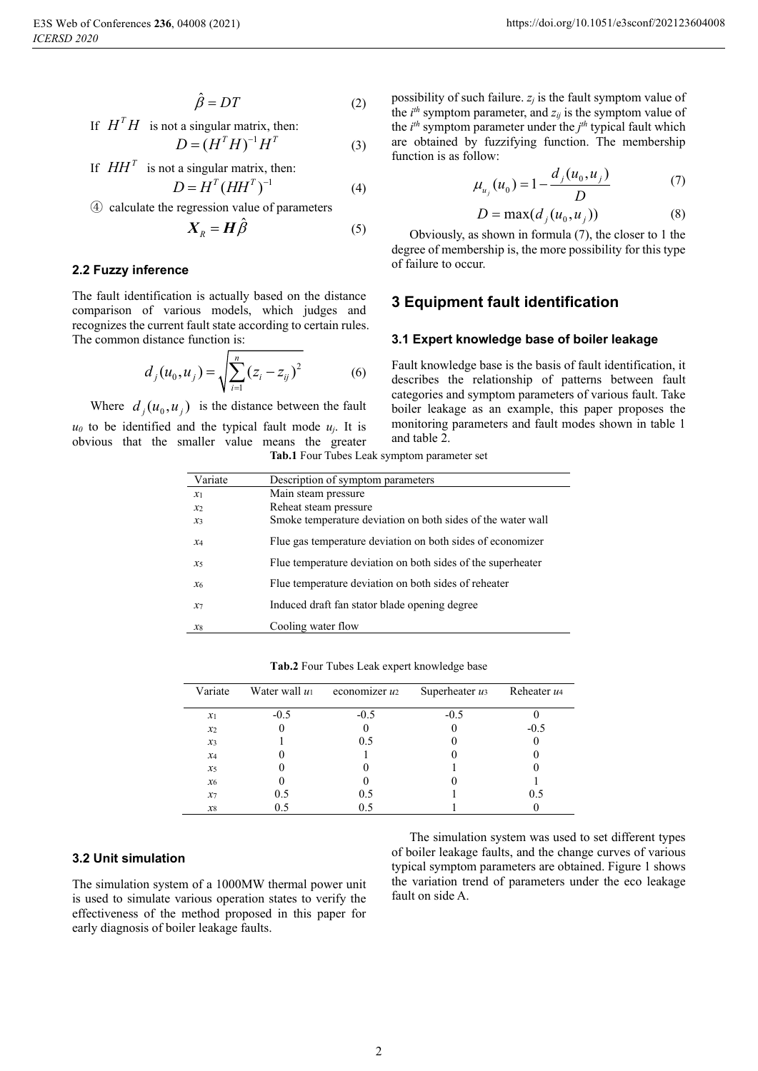$$\hat{\beta} = DT \tag{2}$$

If $H^T H$ is not a singular matrix, then:

$$D = (H^T H)^{-1} H^T \tag{3}$$

If $HH^T$ is not a singular matrix, then:

$$D = H^T (HH^T)^{-1} \tag{4}$$

④ calculate the regression value of parameters

$$\boldsymbol{X}_R = \boldsymbol{H}\hat{\beta} \tag{5}$$

### 2.2 Fuzzy inference

The fault identification is actually based on the distance comparison of various models, which judges and recognizes the current fault state according to certain rules. The common distance function is:

$$d_j(u_0, u_j) = \sqrt{\sum_{i=1}^{n} (z_i - z_{ij})^2} \tag{6}$$

Where $d_j(u_0, u_j)$ is the distance between the fault $u_0$ to be identified and the typical fault mode $u_j$. It is obvious that the smaller value means the greater possibility of such failure. $z_j$ is the fault symptom value of the $i^{th}$ symptom parameter, and $z_{ij}$ is the symptom value of the $i^{th}$ symptom parameter under the $j^{th}$ typical fault which are obtained by fuzzifying function. The membership function is as follow:

$$\mu_{u_j}(u_0) = 1 - \frac{d_j(u_0, u_j)}{D} \tag{7}$$

$$D = \max(d_j(u_0, u_j)) \tag{8}$$

Obviously, as shown in formula (7), the closer to 1 the degree of membership is, the more possibility for this type of failure to occur.

## 3 Equipment fault identification

### 3.1 Expert knowledge base of boiler leakage

Fault knowledge base is the basis of fault identification, it describes the relationship of patterns between fault categories and symptom parameters of various fault. Take boiler leakage as an example, this paper proposes the monitoring parameters and fault modes shown in table 1 and table 2.

**Tab.1** Four Tubes Leak symptom parameter set

| Variate | Description of symptom parameters |
|---|---|
| $x_1$ | Main steam pressure |
| $x_2$ | Reheat steam pressure |
| $x_3$ | Smoke temperature deviation on both sides of the water wall |
| $x_4$ | Flue gas temperature deviation on both sides of economizer |
| $x_5$ | Flue temperature deviation on both sides of the superheater |
| $x_6$ | Flue temperature deviation on both sides of reheater |
| $x_7$ | Induced draft fan stator blade opening degree |
| $x_8$ | Cooling water flow |

**Tab.2** Four Tubes Leak expert knowledge base

| Variate | Water wall $u_1$ | economizer $u_2$ | Superheater $u_3$ | Reheater $u_4$ |
|---|---|---|---|---|
| $x_1$ | -0.5 | -0.5 | -0.5 | 0 |
| $x_2$ | 0 | 0 | 0 | -0.5 |
| $x_3$ | 1 | 0.5 | 0 | 0 |
| $x_4$ | 0 | 1 | 0 | 0 |
| $x_5$ | 0 | 0 | 1 | 0 |
| $x_6$ | 0 | 0 | 0 | 1 |
| $x_7$ | 0.5 | 0.5 | 1 | 0.5 |
| $x_8$ | 0.5 | 0.5 | 1 | 0 |

### 3.2 Unit simulation

The simulation system of a 1000MW thermal power unit is used to simulate various operation states to verify the effectiveness of the method proposed in this paper for early diagnosis of boiler leakage faults.

The simulation system was used to set different types of boiler leakage faults, and the change curves of various typical symptom parameters are obtained. Figure 1 shows the variation trend of parameters under the eco leakage fault on side A.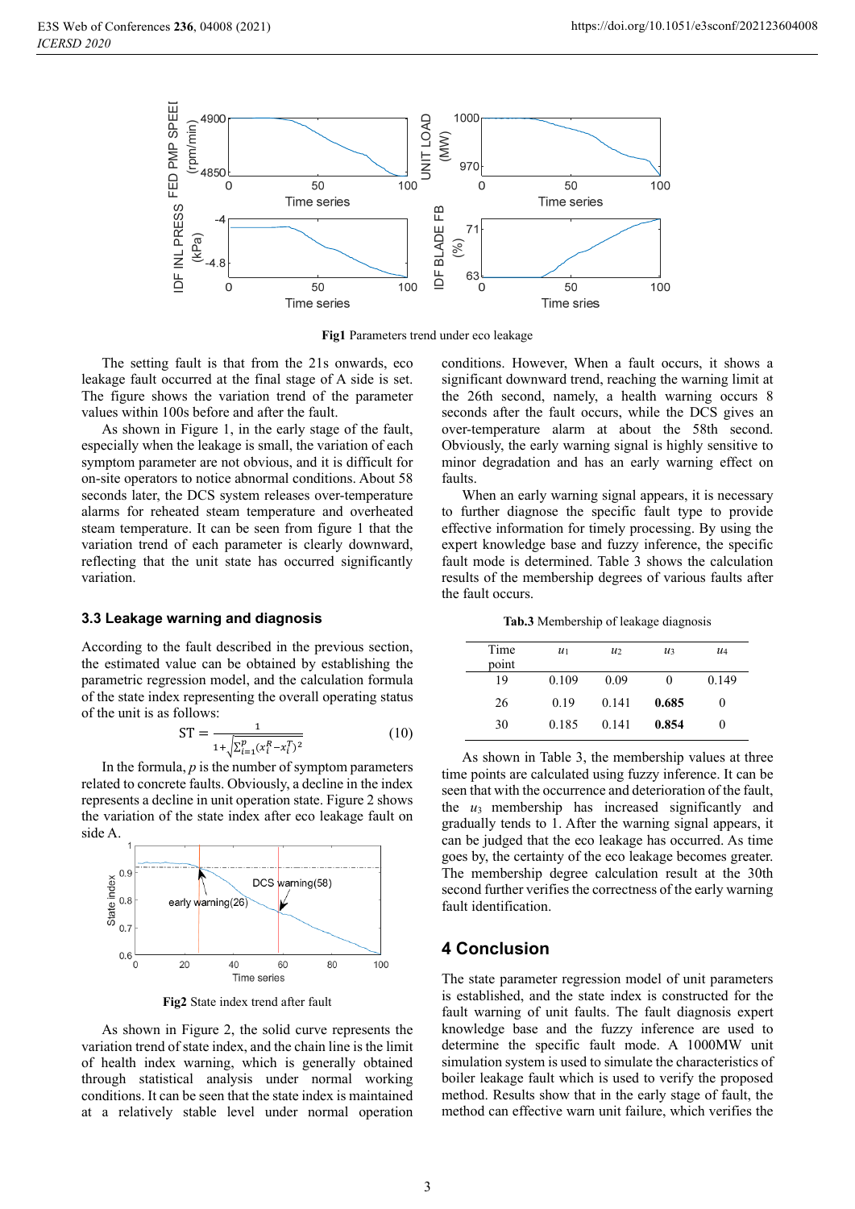Fig1 Parameters trend under eco leakage

The setting fault is that from the 21s onwards, eco leakage fault occurred at the final stage of A side is set. The figure shows the variation trend of the parameter values within 100s before and after the fault.

As shown in Figure 1, in the early stage of the fault, especially when the leakage is small, the variation of each symptom parameter are not obvious, and it is difficult for on-site operators to notice abnormal conditions. About 58 seconds later, the DCS system releases over-temperature alarms for reheated steam temperature and overheated steam temperature. It can be seen from figure 1 that the variation trend of each parameter is clearly downward, reflecting that the unit state has occurred significantly variation.

### 3.3 Leakage warning and diagnosis

According to the fault described in the previous section, the estimated value can be obtained by establishing the parametric regression model, and the calculation formula of the state index representing the overall operating status of the unit is as follows:

$$\mathrm{ST} = \frac{1}{1+\sqrt{\sum_{i=1}^{p}(x_i^R - x_i^T)^2}} \tag{10}$$

In the formula, $p$ is the number of symptom parameters related to concrete faults. Obviously, a decline in the index represents a decline in unit operation state. Figure 2 shows the variation of the state index after eco leakage fault on side A.

Fig2 State index trend after fault

As shown in Figure 2, the solid curve represents the variation trend of state index, and the chain line is the limit of health index warning, which is generally obtained through statistical analysis under normal working conditions. It can be seen that the state index is maintained at a relatively stable level under normal operation conditions. However, When a fault occurs, it shows a significant downward trend, reaching the warning limit at the 26th second, namely, a health warning occurs 8 seconds after the fault occurs, while the DCS gives an over-temperature alarm at about the 58th second. Obviously, the early warning signal is highly sensitive to minor degradation and has an early warning effect on faults.

When an early warning signal appears, it is necessary to further diagnose the specific fault type to provide effective information for timely processing. By using the expert knowledge base and fuzzy inference, the specific fault mode is determined. Table 3 shows the calculation results of the membership degrees of various faults after the fault occurs.

**Tab.3** Membership of leakage diagnosis

| Time point | $u_1$ | $u_2$ | $u_3$ | $u_4$ |
|---|---|---|---|---|
| 19 | 0.109 | 0.09 | 0 | 0.149 |
| 26 | 0.19 | 0.141 | **0.685** | 0 |
| 30 | 0.185 | 0.141 | **0.854** | 0 |

As shown in Table 3, the membership values at three time points are calculated using fuzzy inference. It can be seen that with the occurrence and deterioration of the fault, the $u_3$ membership has increased significantly and gradually tends to 1. After the warning signal appears, it can be judged that the eco leakage has occurred. As time goes by, the certainty of the eco leakage becomes greater. The membership degree calculation result at the 30th second further verifies the correctness of the early warning fault identification.

## 4 Conclusion

The state parameter regression model of unit parameters is established, and the state index is constructed for the fault warning of unit faults. The fault diagnosis expert knowledge base and the fuzzy inference are used to determine the specific fault mode. A 1000MW unit simulation system is used to simulate the characteristics of boiler leakage fault which is used to verify the proposed method. Results show that in the early stage of fault, the method can effective warn unit failure, which verifies the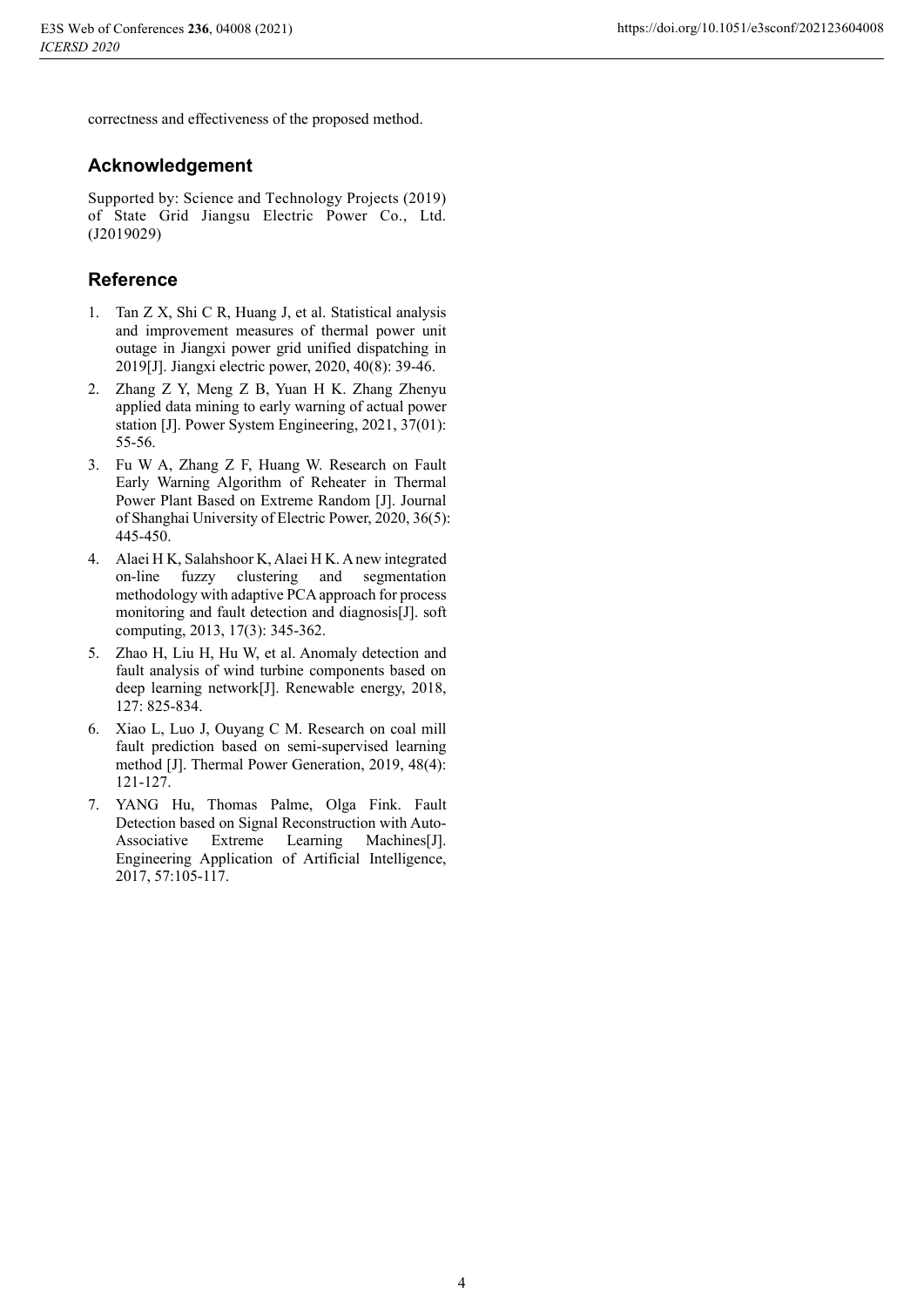correctness and effectiveness of the proposed method.

## Acknowledgement

Supported by: Science and Technology Projects (2019) of State Grid Jiangsu Electric Power Co., Ltd. (J2019029)

## Reference

1. Tan Z X, Shi C R, Huang J, et al. Statistical analysis and improvement measures of thermal power unit outage in Jiangxi power grid unified dispatching in 2019[J]. Jiangxi electric power, 2020, 40(8): 39-46.
2. Zhang Z Y, Meng Z B, Yuan H K. Zhang Zhenyu applied data mining to early warning of actual power station [J]. Power System Engineering, 2021, 37(01): 55-56.
3. Fu W A, Zhang Z F, Huang W. Research on Fault Early Warning Algorithm of Reheater in Thermal Power Plant Based on Extreme Random [J]. Journal of Shanghai University of Electric Power, 2020, 36(5): 445-450.
4. Alaei H K, Salahshoor K, Alaei H K. A new integrated on-line fuzzy clustering and segmentation methodology with adaptive PCA approach for process monitoring and fault detection and diagnosis[J]. soft computing, 2013, 17(3): 345-362.
5. Zhao H, Liu H, Hu W, et al. Anomaly detection and fault analysis of wind turbine components based on deep learning network[J]. Renewable energy, 2018, 127: 825-834.
6. Xiao L, Luo J, Ouyang C M. Research on coal mill fault prediction based on semi-supervised learning method [J]. Thermal Power Generation, 2019, 48(4): 121-127.
7. YANG Hu, Thomas Palme, Olga Fink. Fault Detection based on Signal Reconstruction with Auto-Associative Extreme Learning Machines[J]. Engineering Application of Artificial Intelligence, 2017, 57:105-117.